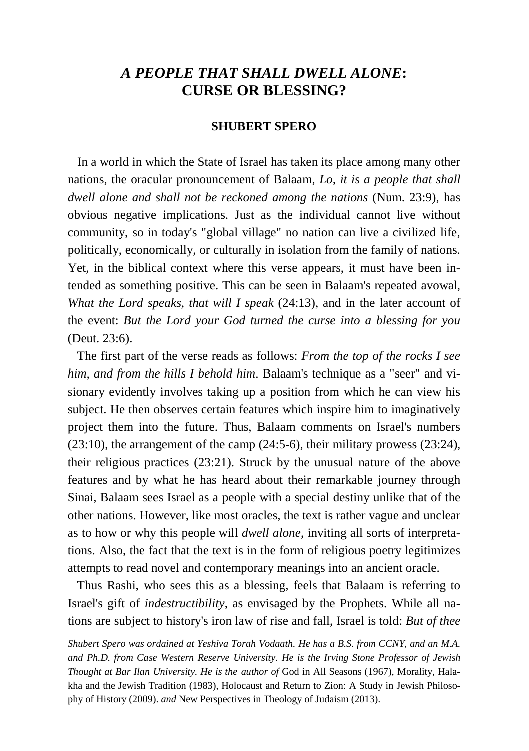# *A PEOPLE THAT SHALL DWELL ALONE*: CURSE OR BLESSING?

**SHUBERT SPERO**

In a world in which the State of Israel has taken its place among many other nations, the oracular pronouncement of Balaam, *Lo, it is a people that shall dwell alone and shall not be reckoned among the nations* (Num. 23:9), has obvious negative implications. Just as the individual cannot live without community, so in today's "global village" no nation can live a civilized life, politically, economically, or culturally in isolation from the family of nations. Yet, in the biblical context where this verse appears, it must have been intended as something positive. This can be seen in Balaam's repeated avowal, *What the Lord speaks, that will I speak* (24:13), and in the later account of the event: *But the Lord your God turned the curse into a blessing for you* (Deut. 23:6).

The first part of the verse reads as follows: *From the top of the rocks I see him, and from the hills I behold him*. Balaam's technique as a "seer" and visionary evidently involves taking up a position from which he can view his subject. He then observes certain features which inspire him to imaginatively project them into the future. Thus, Balaam comments on Israel's numbers (23:10), the arrangement of the camp (24:5-6), their military prowess (23:24), their religious practices (23:21). Struck by the unusual nature of the above features and by what he has heard about their remarkable journey through Sinai, Balaam sees Israel as a people with a special destiny unlike that of the other nations. However, like most oracles, the text is rather vague and unclear as to how or why this people will *dwell alone*, inviting all sorts of interpretations. Also, the fact that the text is in the form of religious poetry legitimizes attempts to read novel and contemporary meanings into an ancient oracle.

Thus Rashi, who sees this as a blessing, feels that Balaam is referring to Israel's gift of *indestructibility*, as envisaged by the Prophets. While all nations are subject to history's iron law of rise and fall, Israel is told: *But of thee*

*Shubert Spero was ordained at Yeshiva Torah Vodaath. He has a B.S. from CCNY, and an M.A. and Ph.D. from Case Western Reserve University. He is the Irving Stone Professor of Jewish Thought at Bar Ilan University. He is the author of* God in All Seasons (1967), Morality, Halakha and the Jewish Tradition (1983), Holocaust and Return to Zion: A Study in Jewish Philosophy of History (2009). *and* New Perspectives in Theology of Judaism (2013).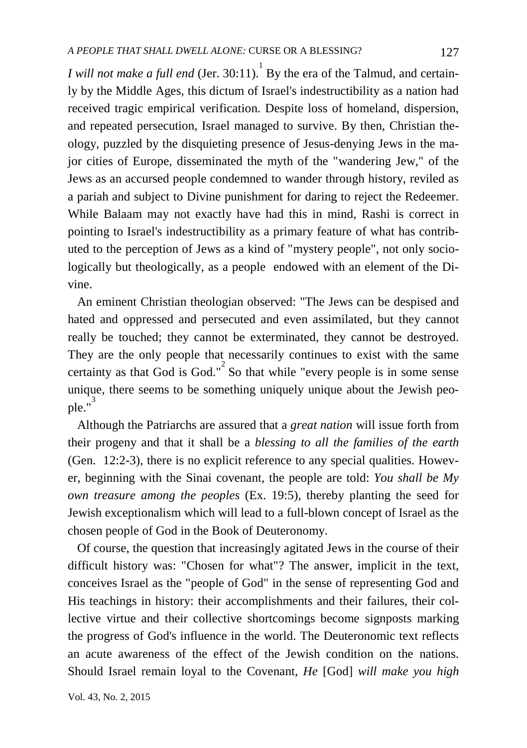*I will not make a full end* (Jer. 30:11).[1] By the era of the Talmud, and certainly by the Middle Ages, this dictum of Israel's indestructibility as a nation had received tragic empirical verification. Despite loss of homeland, dispersion, and repeated persecution, Israel managed to survive. By then, Christian theology, puzzled by the disquieting presence of Jesus-denying Jews in the major cities of Europe, disseminated the myth of the "wandering Jew," of the Jews as an accursed people condemned to wander through history, reviled as a pariah and subject to Divine punishment for daring to reject the Redeemer. While Balaam may not exactly have had this in mind, Rashi is correct in pointing to Israel's indestructibility as a primary feature of what has contributed to the perception of Jews as a kind of "mystery people", not only sociologically but theologically, as a people endowed with an element of the Divine.

An eminent Christian theologian observed: "The Jews can be despised and hated and oppressed and persecuted and even assimilated, but they cannot really be touched; they cannot be exterminated, they cannot be destroyed. They are the only people that necessarily continues to exist with the same certainty as that God is God."[2] So that while "every people is in some sense unique, there seems to be something uniquely unique about the Jewish people."[3]

Although the Patriarchs are assured that a *great nation* will issue forth from their progeny and that it shall be a *blessing to all the families of the earth* (Gen. 12:2-3), there is no explicit reference to any special qualities. However, beginning with the Sinai covenant, the people are told: *You shall be My own treasure among the peoples* (Ex. 19:5), thereby planting the seed for Jewish exceptionalism which will lead to a full-blown concept of Israel as the chosen people of God in the Book of Deuteronomy.

Of course, the question that increasingly agitated Jews in the course of their difficult history was: "Chosen for what"? The answer, implicit in the text, conceives Israel as the "people of God" in the sense of representing God and His teachings in history: their accomplishments and their failures, their collective virtue and their collective shortcomings become signposts marking the progress of God's influence in the world. The Deuteronomic text reflects an acute awareness of the effect of the Jewish condition on the nations. Should Israel remain loyal to the Covenant, *He* [God] *will make you high*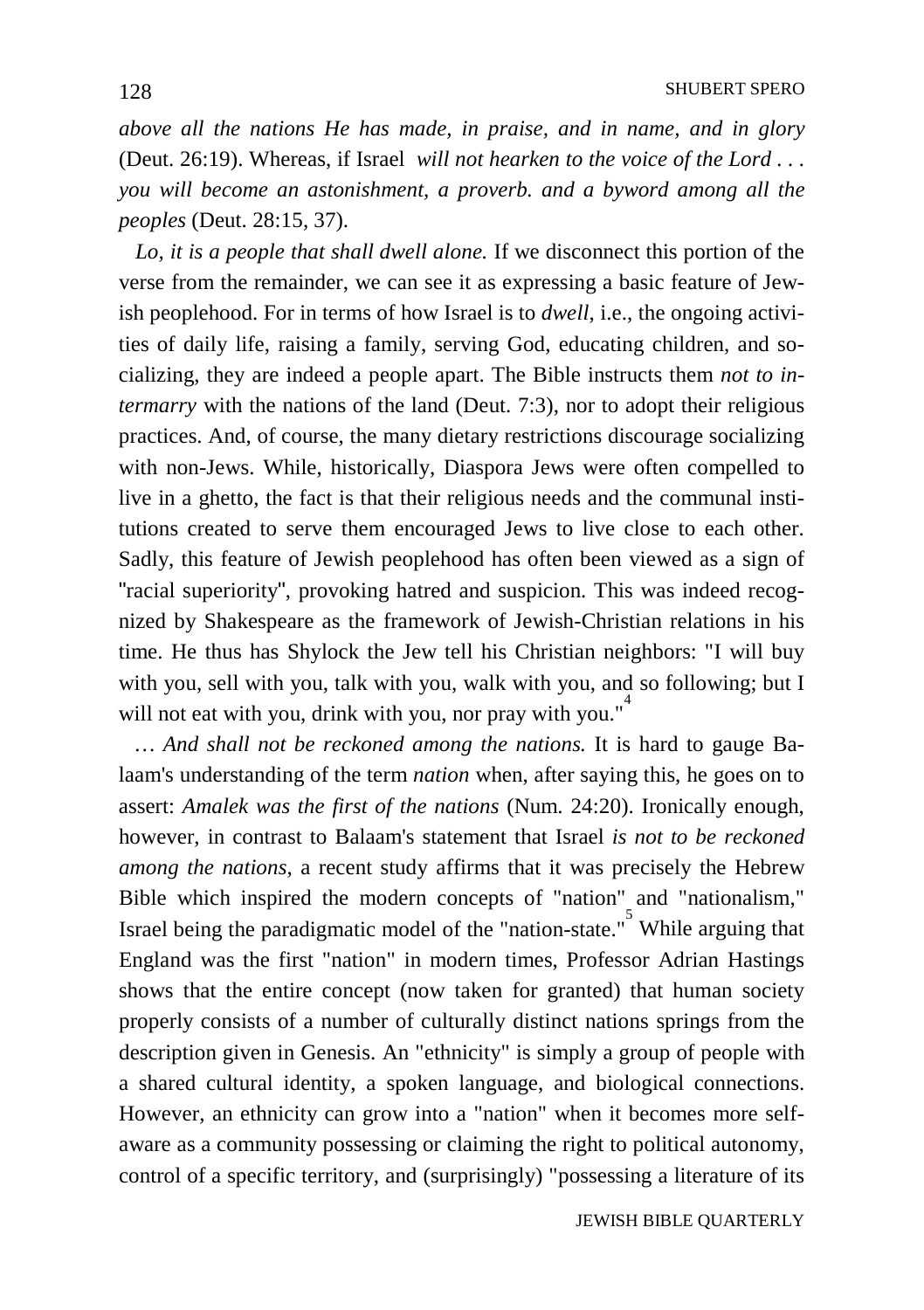*above all the nations He has made, in praise, and in name, and in glory* (Deut. 26:19). Whereas, if Israel *will not hearken to the voice of the Lord . . . you will become an astonishment, a proverb. and a byword among all the peoples* (Deut. 28:15, 37).

*Lo, it is a people that shall dwell alone.* If we disconnect this portion of the verse from the remainder, we can see it as expressing a basic feature of Jewish peoplehood. For in terms of how Israel is to *dwell*, i.e., the ongoing activities of daily life, raising a family, serving God, educating children, and socializing, they are indeed a people apart. The Bible instructs them *not to intermarry* with the nations of the land (Deut. 7:3), nor to adopt their religious practices. And, of course, the many dietary restrictions discourage socializing with non-Jews. While, historically, Diaspora Jews were often compelled to live in a ghetto, the fact is that their religious needs and the communal institutions created to serve them encouraged Jews to live close to each other. Sadly, this feature of Jewish peoplehood has often been viewed as a sign of "racial superiority", provoking hatred and suspicion. This was indeed recognized by Shakespeare as the framework of Jewish-Christian relations in his time. He thus has Shylock the Jew tell his Christian neighbors: "I will buy with you, sell with you, talk with you, walk with you, and so following; but I will not eat with you, drink with you, nor pray with you."[4]

… *And shall not be reckoned among the nations.* It is hard to gauge Balaam's understanding of the term *nation* when, after saying this, he goes on to assert: *Amalek was the first of the nations* (Num. 24:20). Ironically enough, however, in contrast to Balaam's statement that Israel *is not to be reckoned among the nations*, a recent study affirms that it was precisely the Hebrew Bible which inspired the modern concepts of "nation" and "nationalism," Israel being the paradigmatic model of the "nation-state."[5] While arguing that England was the first "nation" in modern times, Professor Adrian Hastings shows that the entire concept (now taken for granted) that human society properly consists of a number of culturally distinct nations springs from the description given in Genesis. An "ethnicity" is simply a group of people with a shared cultural identity, a spoken language, and biological connections. However, an ethnicity can grow into a "nation" when it becomes more self-aware as a community possessing or claiming the right to political autonomy, control of a specific territory, and (surprisingly) "possessing a literature of its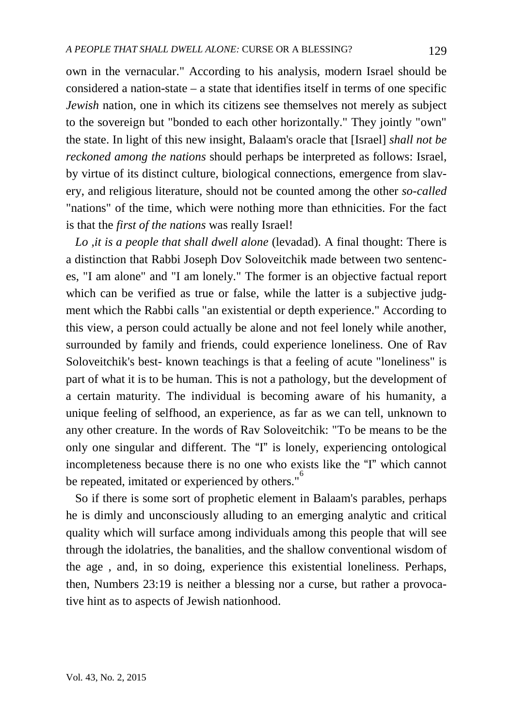own in the vernacular." According to his analysis, modern Israel should be considered a nation-state – a state that identifies itself in terms of one specific *Jewish* nation, one in which its citizens see themselves not merely as subject to the sovereign but "bonded to each other horizontally." They jointly "own" the state. In light of this new insight, Balaam's oracle that [Israel] *shall not be reckoned among the nations* should perhaps be interpreted as follows: Israel, by virtue of its distinct culture, biological connections, emergence from slavery, and religious literature, should not be counted among the other *so-called* "nations" of the time, which were nothing more than ethnicities. For the fact is that the *first of the nations* was really Israel!

*Lo ,it is a people that shall dwell alone* (levadad). A final thought: There is a distinction that Rabbi Joseph Dov Soloveitchik made between two sentences, "I am alone" and "I am lonely." The former is an objective factual report which can be verified as true or false, while the latter is a subjective judgment which the Rabbi calls "an existential or depth experience." According to this view, a person could actually be alone and not feel lonely while another, surrounded by family and friends, could experience loneliness. One of Rav Soloveitchik's best- known teachings is that a feeling of acute "loneliness" is part of what it is to be human. This is not a pathology, but the development of a certain maturity. The individual is becoming aware of his humanity, a unique feeling of selfhood, an experience, as far as we can tell, unknown to any other creature. In the words of Rav Soloveitchik: "To be means to be the only one singular and different. The "I" is lonely, experiencing ontological incompleteness because there is no one who exists like the "I" which cannot be repeated, imitated or experienced by others."[6]

So if there is some sort of prophetic element in Balaam's parables, perhaps he is dimly and unconsciously alluding to an emerging analytic and critical quality which will surface among individuals among this people that will see through the idolatries, the banalities, and the shallow conventional wisdom of the age , and, in so doing, experience this existential loneliness. Perhaps, then, Numbers 23:19 is neither a blessing nor a curse, but rather a provocative hint as to aspects of Jewish nationhood.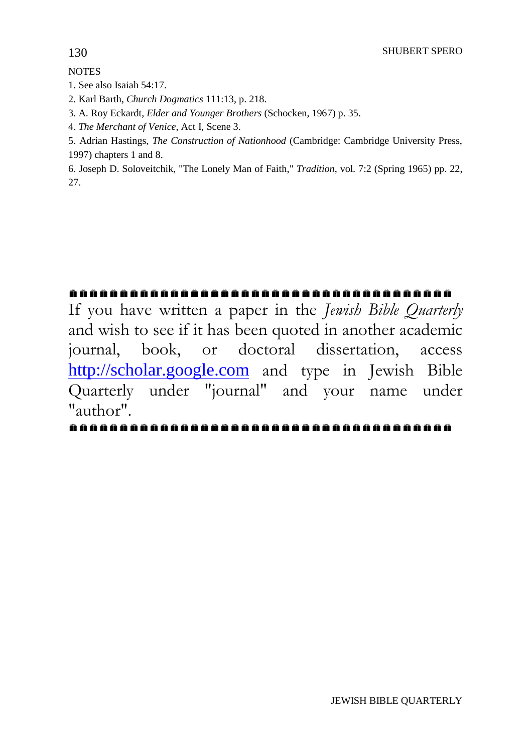NOTES

1. See also Isaiah 54:17.
2. Karl Barth, *Church Dogmatics* 111:13, p. 218.
3. A. Roy Eckardt, *Elder and Younger Brothers* (Schocken, 1967) p. 35.
4. *The Merchant of Venice*, Act I, Scene 3.
5. Adrian Hastings, *The Construction of Nationhood* (Cambridge: Cambridge University Press, 1997) chapters 1 and 8.
6. Joseph D. Soloveitchik, "The Lonely Man of Faith," *Tradition*, vol. 7:2 (Spring 1965) pp. 22, 27.

---

If you have written a paper in the *Jewish Bible Quarterly* and wish to see if it has been quoted in another academic journal, book, or doctoral dissertation, access http://scholar.google.com and type in Jewish Bible Quarterly under "journal" and your name under "author".

---